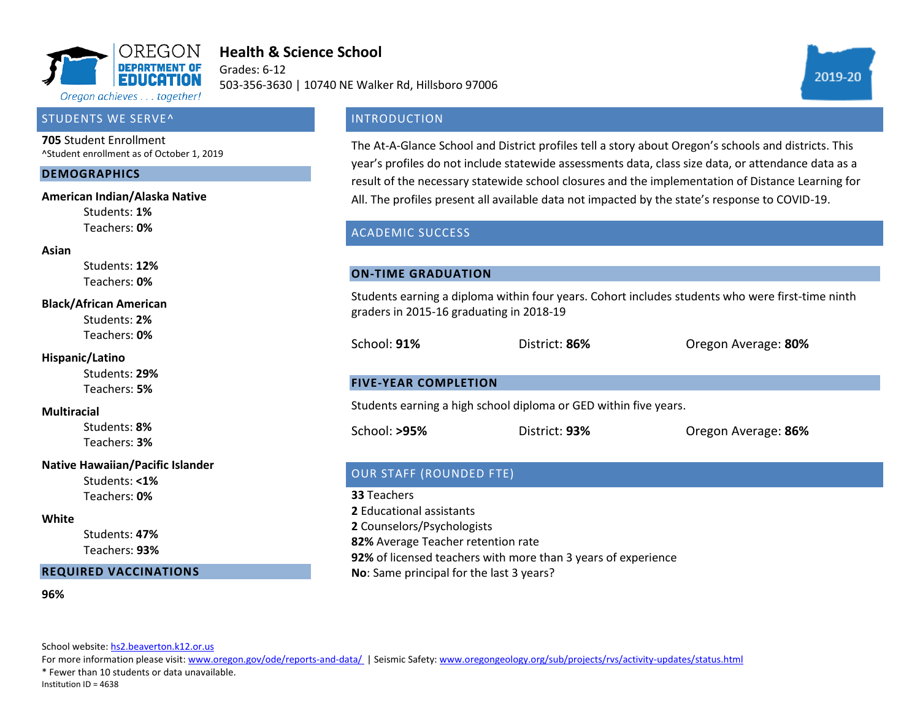OREGON DEPARTMENT OF EDUCATION

*Oregon achieves . . . together!*

# Health & Science School

Grades: 6-12

503-356-3630 | 10740 NE Walker Rd, Hillsboro 97006

2019-20

## STUDENTS WE SERVE^

**705** Student Enrollment

^Student enrollment as of October 1, 2019

### DEMOGRAPHICS

**American Indian/Alaska Native**
- Students: **1%**
- Teachers: **0%**

**Asian**
- Students: **12%**
- Teachers: **0%**

**Black/African American**
- Students: **2%**
- Teachers: **0%**

**Hispanic/Latino**
- Students: **29%**
- Teachers: **5%**

**Multiracial**
- Students: **8%**
- Teachers: **3%**

**Native Hawaiian/Pacific Islander**
- Students: **<1%**
- Teachers: **0%**

**White**
- Students: **47%**
- Teachers: **93%**

### REQUIRED VACCINATIONS

**96%**

## INTRODUCTION

The At-A-Glance School and District profiles tell a story about Oregon's schools and districts. This year's profiles do not include statewide assessments data, class size data, or attendance data as a result of the necessary statewide school closures and the implementation of Distance Learning for All. The profiles present all available data not impacted by the state's response to COVID-19.

## ACADEMIC SUCCESS

### ON-TIME GRADUATION

Students earning a diploma within four years. Cohort includes students who were first-time ninth graders in 2015-16 graduating in 2018-19

School: **91%** | District: **86%** | Oregon Average: **80%**

### FIVE-YEAR COMPLETION

Students earning a high school diploma or GED within five years.

School: **>95%** | District: **93%** | Oregon Average: **86%**

## OUR STAFF (ROUNDED FTE)

**33** Teachers

**2** Educational assistants

**2** Counselors/Psychologists

**82%** Average Teacher retention rate

**92%** of licensed teachers with more than 3 years of experience

**No**: Same principal for the last 3 years?

School website: hs2.beaverton.k12.or.us

For more information please visit: www.oregon.gov/ode/reports-and-data/ | Seismic Safety: www.oregongeology.org/sub/projects/rvs/activity-updates/status.html

* Fewer than 10 students or data unavailable.

Institution ID = 4638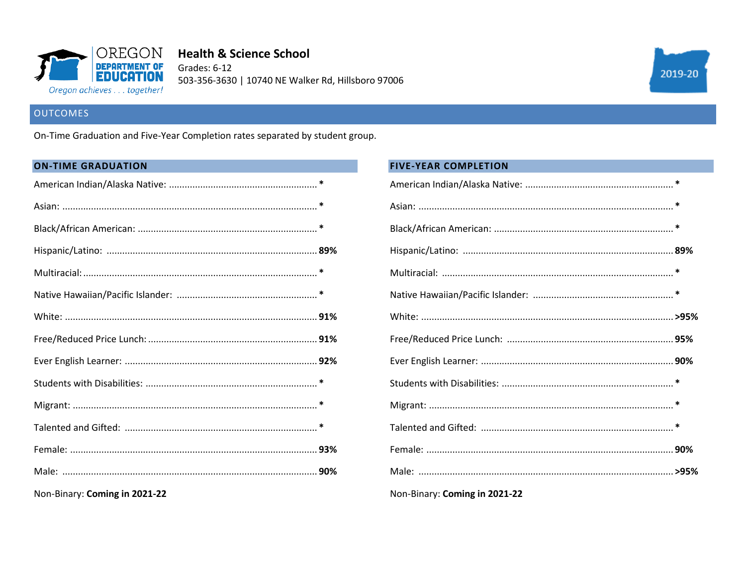Health & Science School
Grades: 6-12
503-356-3630 | 10740 NE Walker Rd, Hillsboro 97006

2019-20

## OUTCOMES

On-Time Graduation and Five-Year Completion rates separated by student group.

### ON-TIME GRADUATION

American Indian/Alaska Native: ........................................................ *

Asian: ................................................................................................ *

Black/African American: .................................................................... *

Hispanic/Latino: ................................................................................ **89%**

Multiracial: ......................................................................................... *

Native Hawaiian/Pacific Islander: ..................................................... *

White: ................................................................................................ **91%**

Free/Reduced Price Lunch: ................................................................ **91%**

Ever English Learner: ......................................................................... **92%**

Students with Disabilities: ................................................................. *

Migrant: ............................................................................................. *

Talented and Gifted: ......................................................................... *

Female: .............................................................................................. **93%**

Male: ................................................................................................. **90%**

Non-Binary: **Coming in 2021-22**

### FIVE-YEAR COMPLETION

American Indian/Alaska Native: ........................................................ *

Asian: ................................................................................................ *

Black/African American: .................................................................... *

Hispanic/Latino: ................................................................................ **89%**

Multiracial: ........................................................................................ *

Native Hawaiian/Pacific Islander: ..................................................... *

White: ............................................................................................... **>95%**

Free/Reduced Price Lunch: ............................................................... **95%**

Ever English Learner: ........................................................................ **90%**

Students with Disabilities: ................................................................. *

Migrant: ............................................................................................ *

Talented and Gifted: ........................................................................ *

Female: ............................................................................................. **90%**

Male: ................................................................................................ **>95%**

Non-Binary: **Coming in 2021-22**